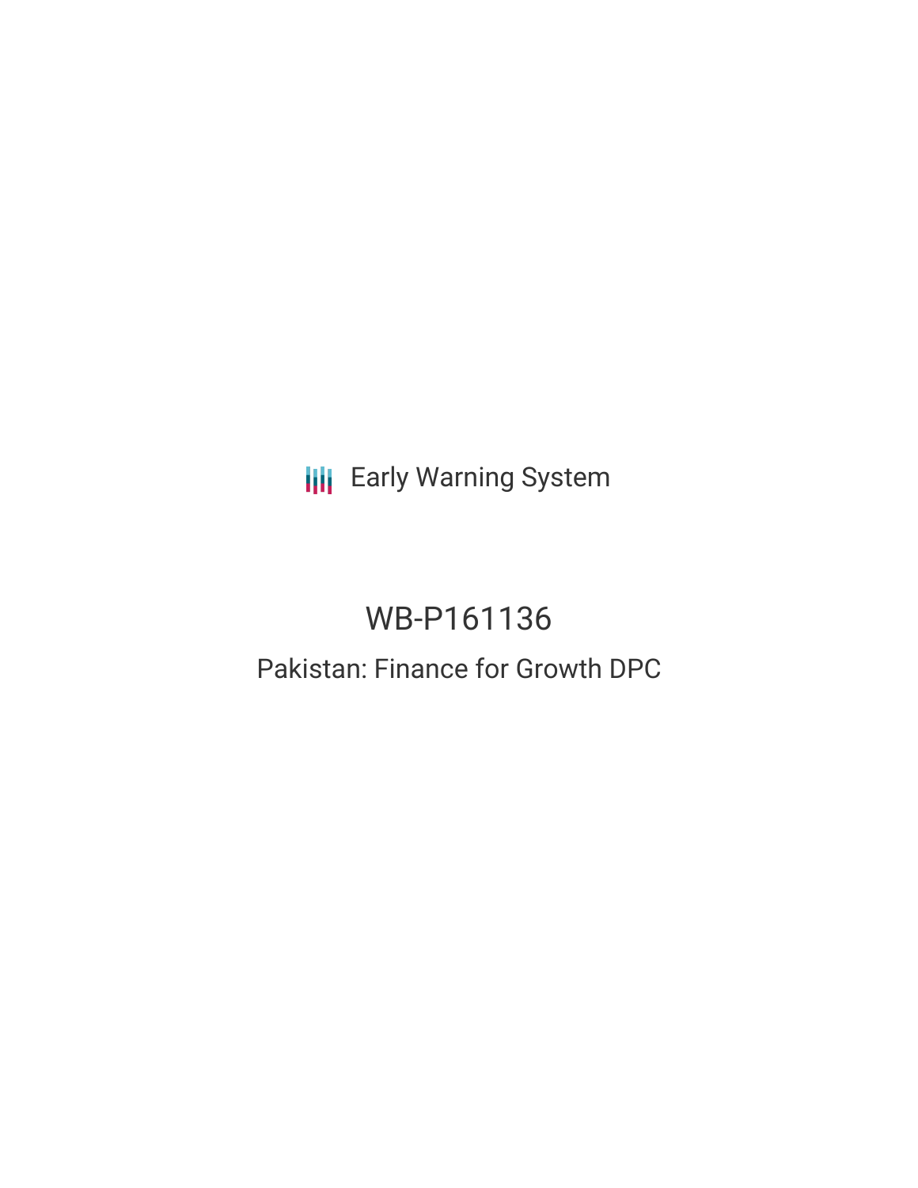Early Warning System

# WB-P161136

## Pakistan: Finance for Growth DPC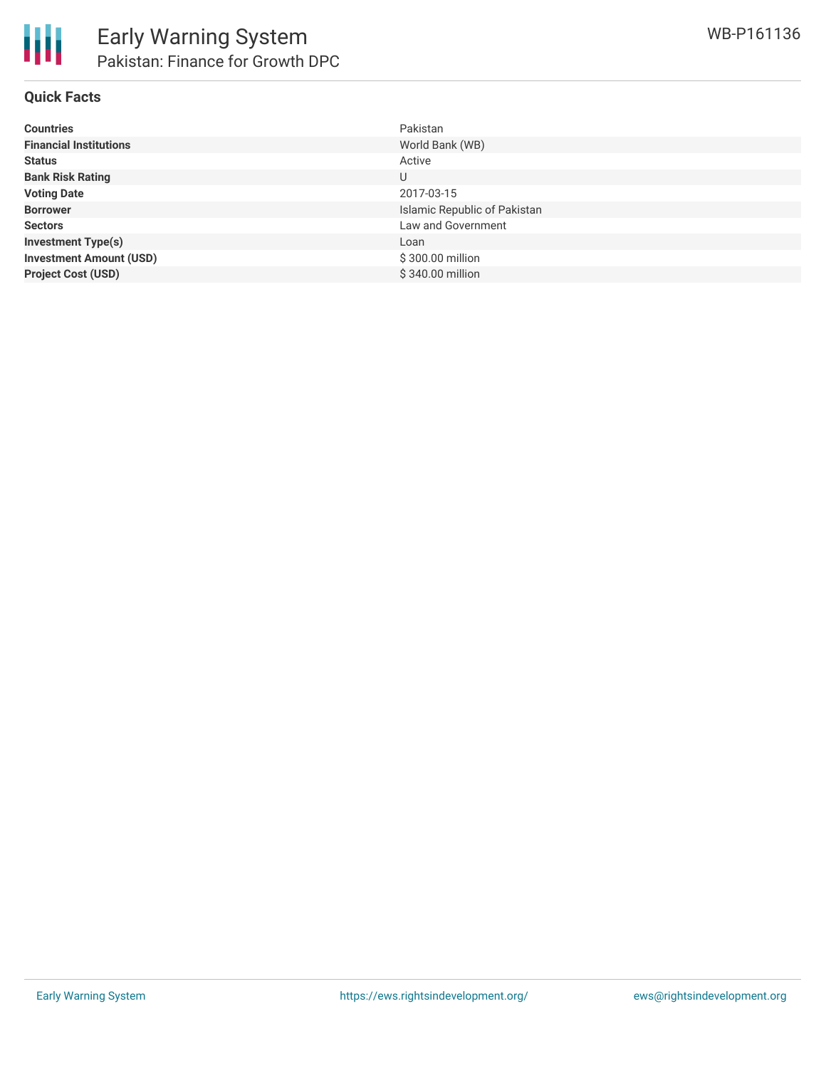## Quick Facts

| | |
|---|---|
| **Countries** | Pakistan |
| **Financial Institutions** | World Bank (WB) |
| **Status** | Active |
| **Bank Risk Rating** | U |
| **Voting Date** | 2017-03-15 |
| **Borrower** | Islamic Republic of Pakistan |
| **Sectors** | Law and Government |
| **Investment Type(s)** | Loan |
| **Investment Amount (USD)** | $ 300.00 million |
| **Project Cost (USD)** | $ 340.00 million |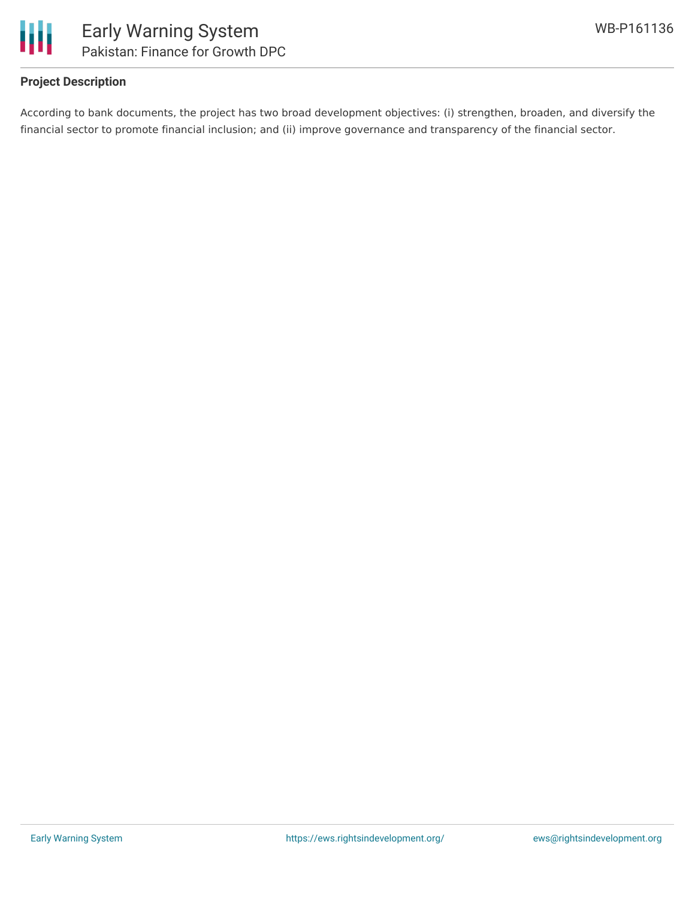### Project Description

According to bank documents, the project has two broad development objectives: (i) strengthen, broaden, and diversify the financial sector to promote financial inclusion; and (ii) improve governance and transparency of the financial sector.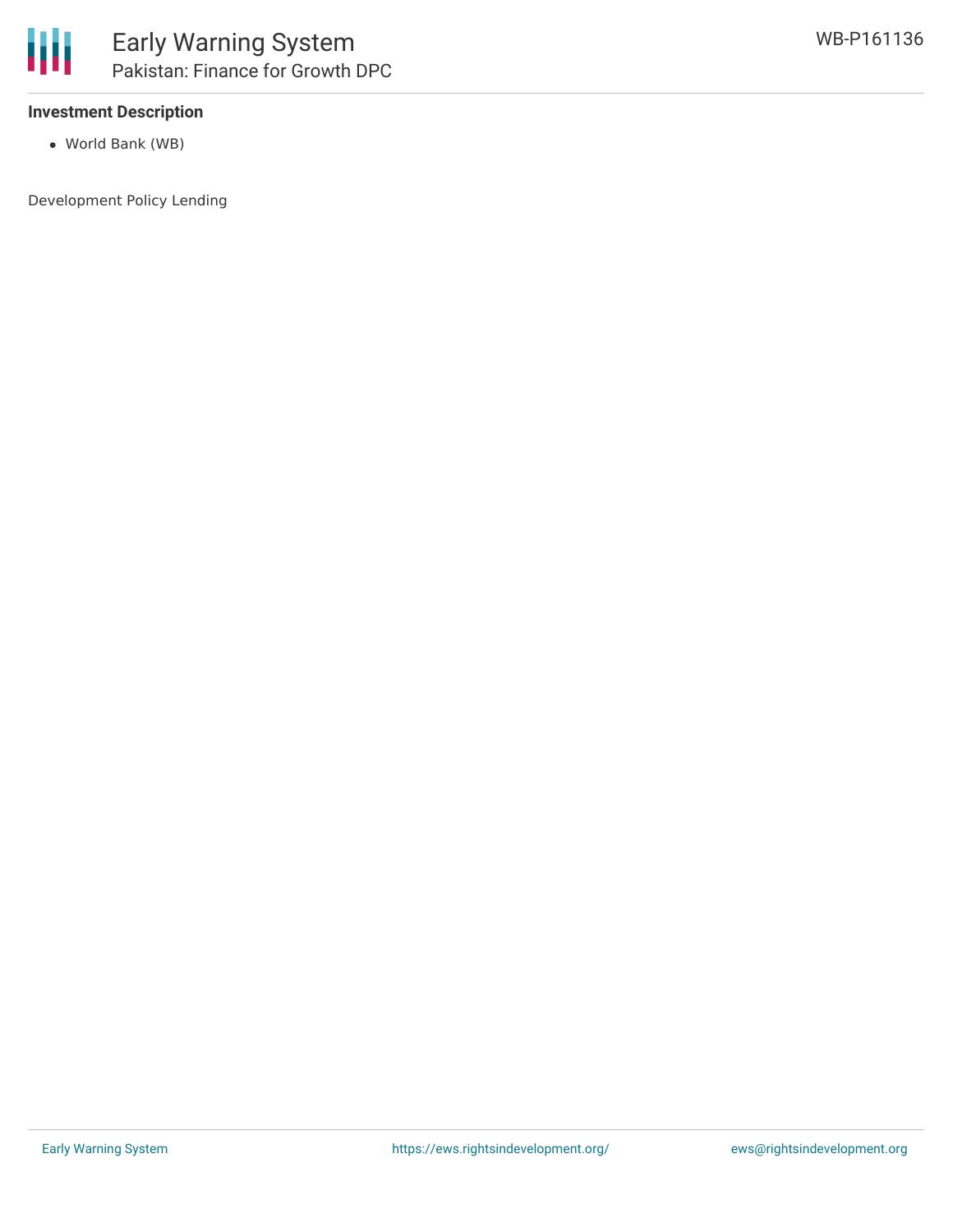### Investment Description

- World Bank (WB)

Development Policy Lending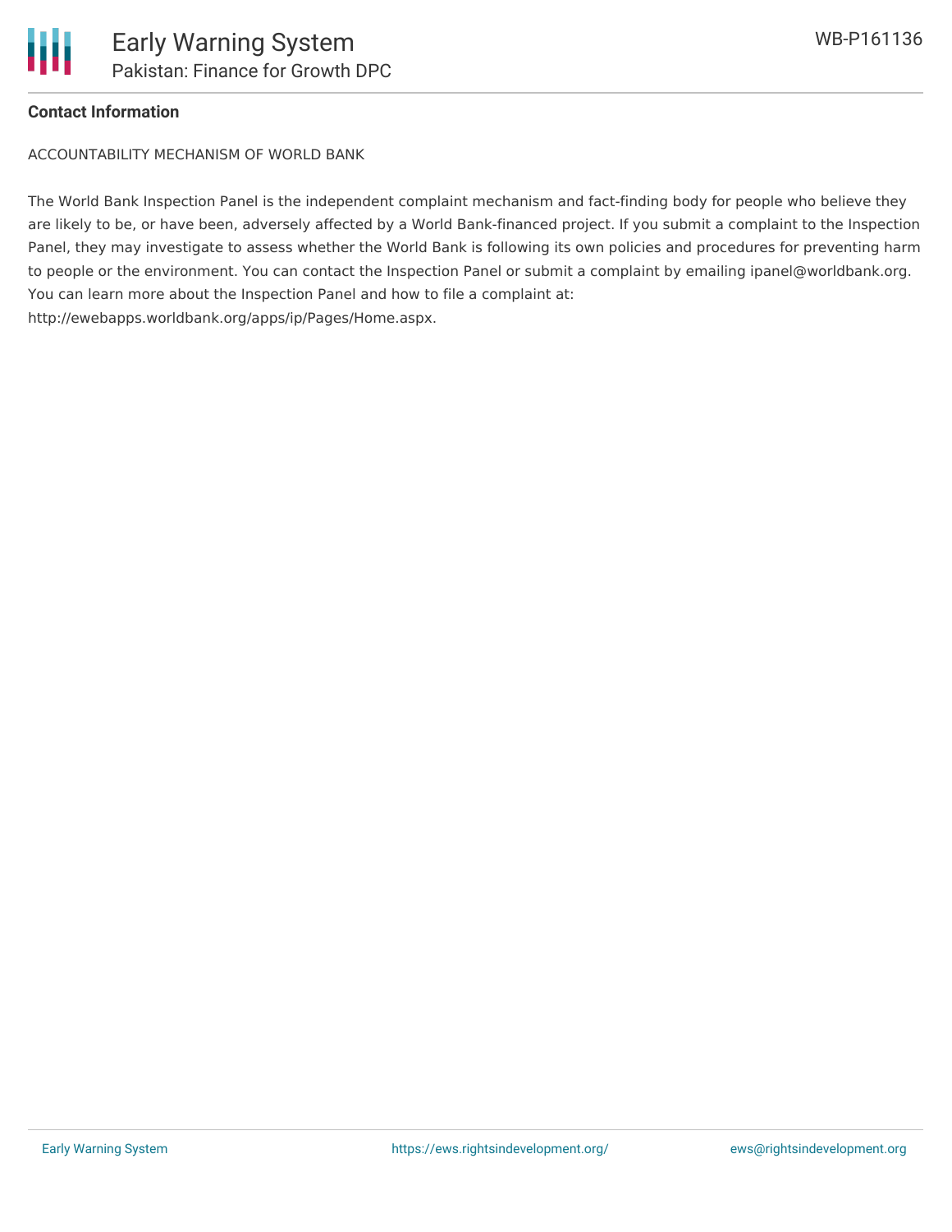**Contact Information**

ACCOUNTABILITY MECHANISM OF WORLD BANK

The World Bank Inspection Panel is the independent complaint mechanism and fact-finding body for people who believe they are likely to be, or have been, adversely affected by a World Bank-financed project. If you submit a complaint to the Inspection Panel, they may investigate to assess whether the World Bank is following its own policies and procedures for preventing harm to people or the environment. You can contact the Inspection Panel or submit a complaint by emailing ipanel@worldbank.org. You can learn more about the Inspection Panel and how to file a complaint at: http://ewebapps.worldbank.org/apps/ip/Pages/Home.aspx.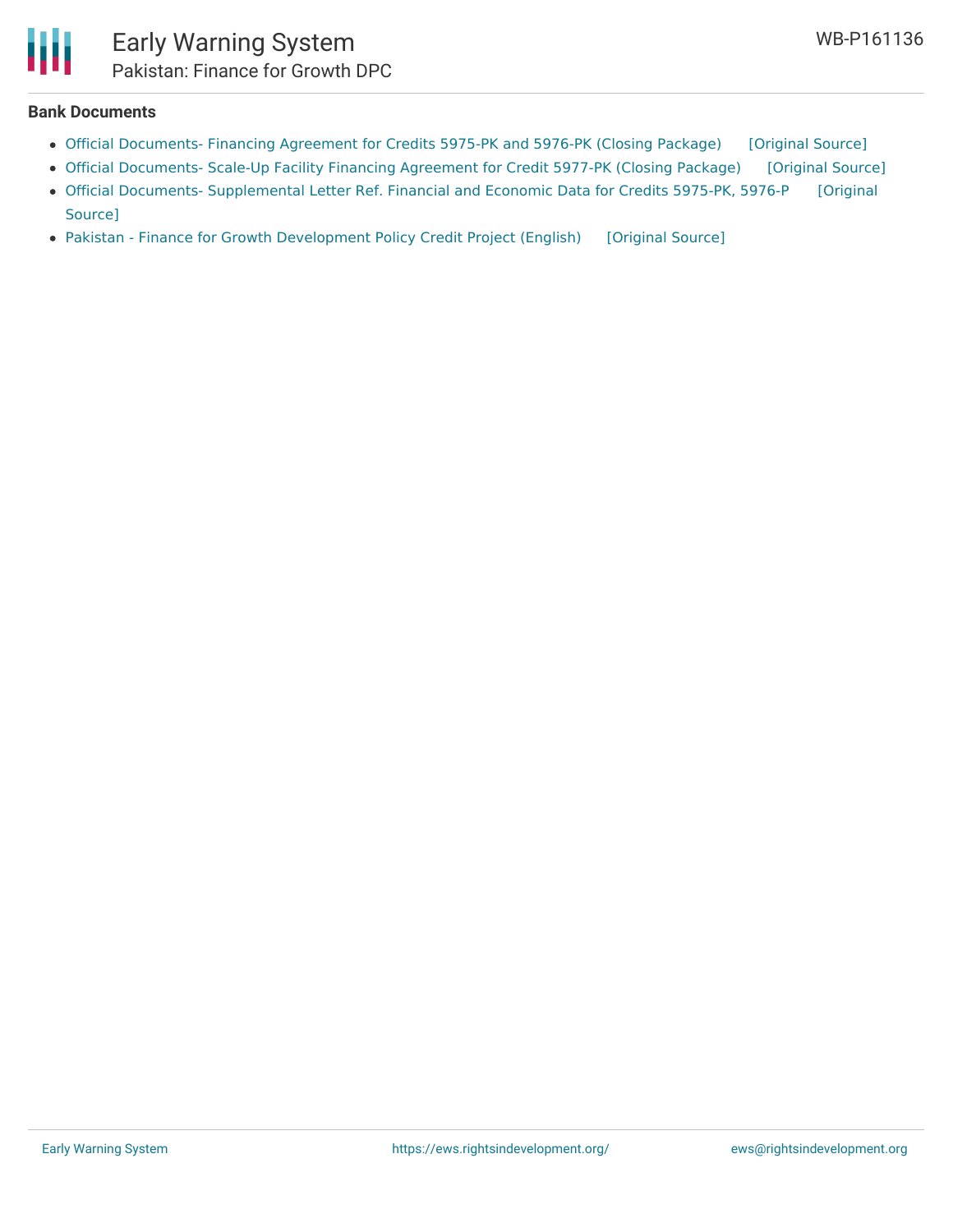**Bank Documents**

- Official Documents- Financing Agreement for Credits 5975-PK and 5976-PK (Closing Package) [Original Source]
- Official Documents- Scale-Up Facility Financing Agreement for Credit 5977-PK (Closing Package) [Original Source]
- Official Documents- Supplemental Letter Ref. Financial and Economic Data for Credits 5975-PK, 5976-P [Original Source]
- Pakistan - Finance for Growth Development Policy Credit Project (English) [Original Source]